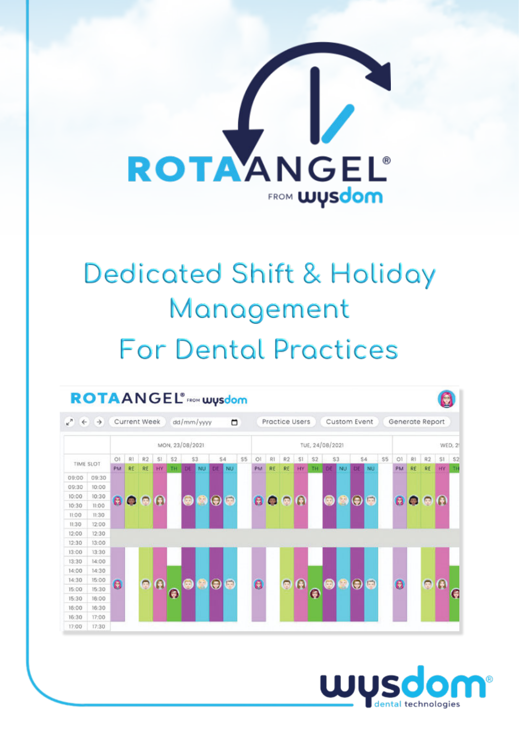# ROTAANGEL®

FROM wysdom

## Dedicated Shift & Holiday Management For Dental Practices

wysdom® dental technologies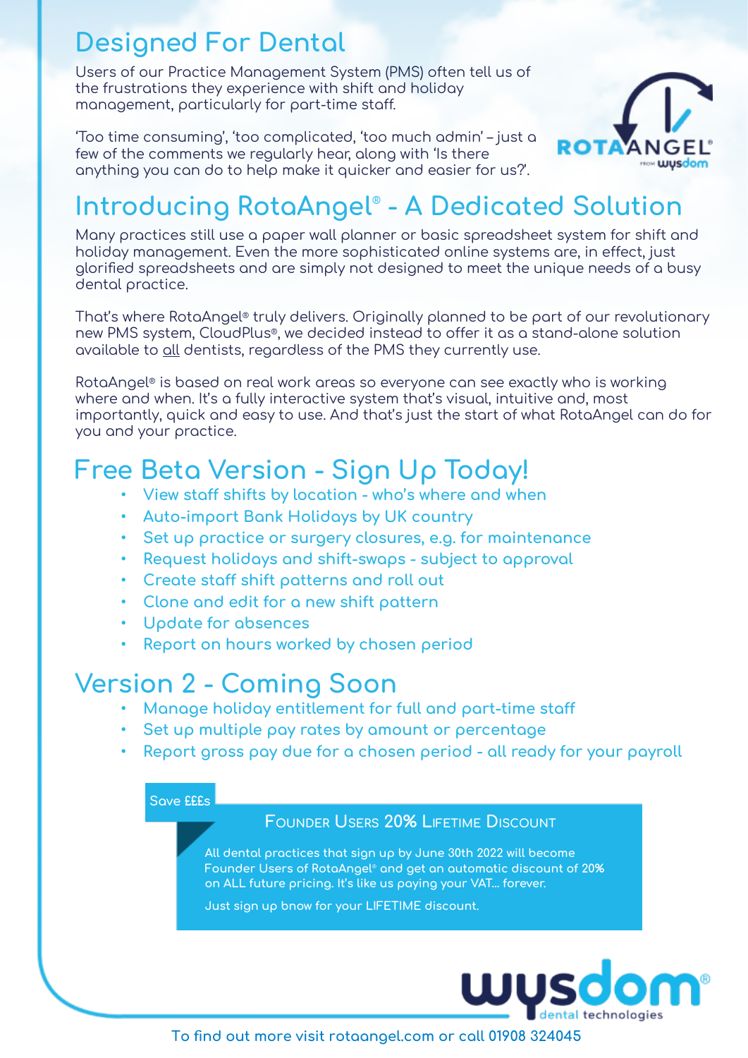# Designed For Dental

Users of our Practice Management System (PMS) often tell us of the frustrations they experience with shift and holiday management, particularly for part-time staff.

'Too time consuming', 'too complicated, 'too much admin' – just a few of the comments we regularly hear, along with 'Is there anything you can do to help make it quicker and easier for us?'.

ROTAANGEL® FROM wysdom

# Introducing RotaAngel® - A Dedicated Solution

Many practices still use a paper wall planner or basic spreadsheet system for shift and holiday management. Even the more sophisticated online systems are, in effect, just glorified spreadsheets and are simply not designed to meet the unique needs of a busy dental practice.

That's where RotaAngel® truly delivers. Originally planned to be part of our revolutionary new PMS system, CloudPlus®, we decided instead to offer it as a stand-alone solution available to all dentists, regardless of the PMS they currently use.

RotaAngel® is based on real work areas so everyone can see exactly who is working where and when. It's a fully interactive system that's visual, intuitive and, most importantly, quick and easy to use. And that's just the start of what RotaAngel can do for you and your practice.

## Free Beta Version - Sign Up Today!

- View staff shifts by location - who's where and when
- Auto-import Bank Holidays by UK country
- Set up practice or surgery closures, e.g. for maintenance
- Request holidays and shift-swaps - subject to approval
- Create staff shift patterns and roll out
- Clone and edit for a new shift pattern
- Update for absences
- Report on hours worked by chosen period

## Version 2 - Coming Soon

- Manage holiday entitlement for full and part-time staff
- Set up multiple pay rates by amount or percentage
- Report gross pay due for a chosen period - all ready for your payroll

Save £££s

### Founder Users 20% Lifetime Discount

All dental practices that sign up by June 30th 2022 will become Founder Users of RotaAngel® and get an automatic discount of 20% on ALL future pricing. It's like us paying your VAT... forever.

Just sign up bnow for your LIFETIME discount.

wysdom® dental technologies

To find out more visit rotaangel.com or call 01908 324045